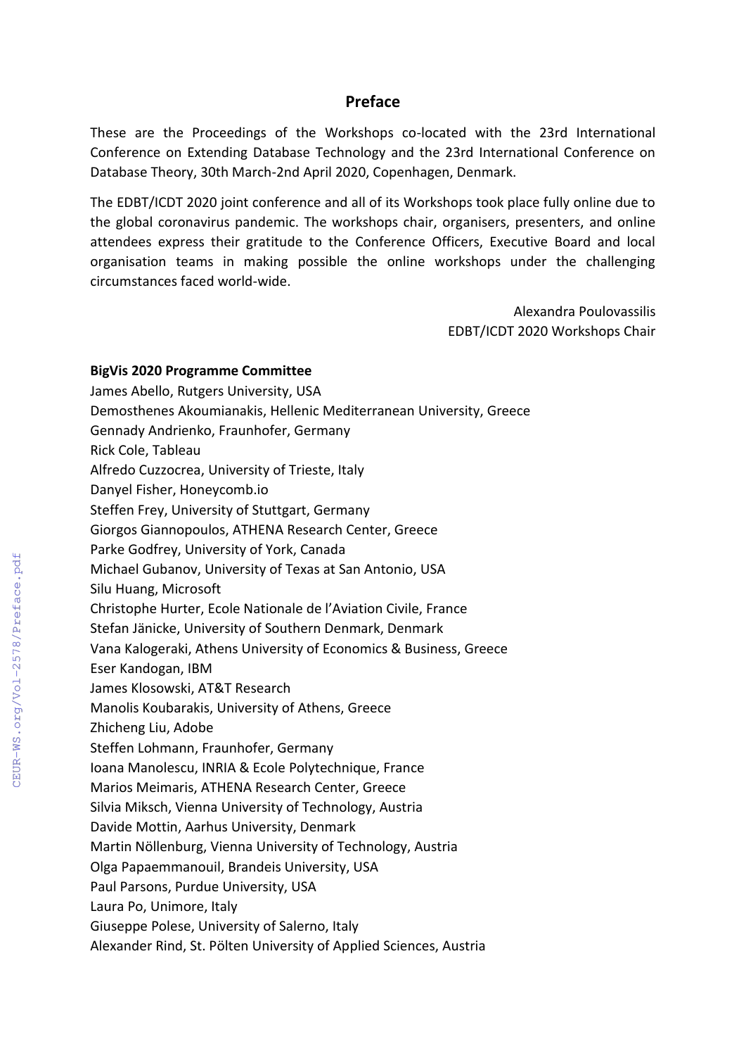## Preface

These are the Proceedings of the Workshops co-located with the 23rd International Conference on Extending Database Technology and the 23rd International Conference on Database Theory, 30th March-2nd April 2020, Copenhagen, Denmark.

The EDBT/ICDT 2020 joint conference and all of its Workshops took place fully online due to the global coronavirus pandemic. The workshops chair, organisers, presenters, and online attendees express their gratitude to the Conference Officers, Executive Board and local organisation teams in making possible the online workshops under the challenging circumstances faced world-wide.

Alexandra Poulovassilis
EDBT/ICDT 2020 Workshops Chair

**BigVis 2020 Programme Committee**

James Abello, Rutgers University, USA
Demosthenes Akoumianakis, Hellenic Mediterranean University, Greece
Gennady Andrienko, Fraunhofer, Germany
Rick Cole, Tableau
Alfredo Cuzzocrea, University of Trieste, Italy
Danyel Fisher, Honeycomb.io
Steffen Frey, University of Stuttgart, Germany
Giorgos Giannopoulos, ATHENA Research Center, Greece
Parke Godfrey, University of York, Canada
Michael Gubanov, University of Texas at San Antonio, USA
Silu Huang, Microsoft
Christophe Hurter, Ecole Nationale de l'Aviation Civile, France
Stefan Jänicke, University of Southern Denmark, Denmark
Vana Kalogeraki, Athens University of Economics & Business, Greece
Eser Kandogan, IBM
James Klosowski, AT&T Research
Manolis Koubarakis, University of Athens, Greece
Zhicheng Liu, Adobe
Steffen Lohmann, Fraunhofer, Germany
Ioana Manolescu, INRIA & Ecole Polytechnique, France
Marios Meimaris, ATHENA Research Center, Greece
Silvia Miksch, Vienna University of Technology, Austria
Davide Mottin, Aarhus University, Denmark
Martin Nöllenburg, Vienna University of Technology, Austria
Olga Papaemmanouil, Brandeis University, USA
Paul Parsons, Purdue University, USA
Laura Po, Unimore, Italy
Giuseppe Polese, University of Salerno, Italy
Alexander Rind, St. Pölten University of Applied Sciences, Austria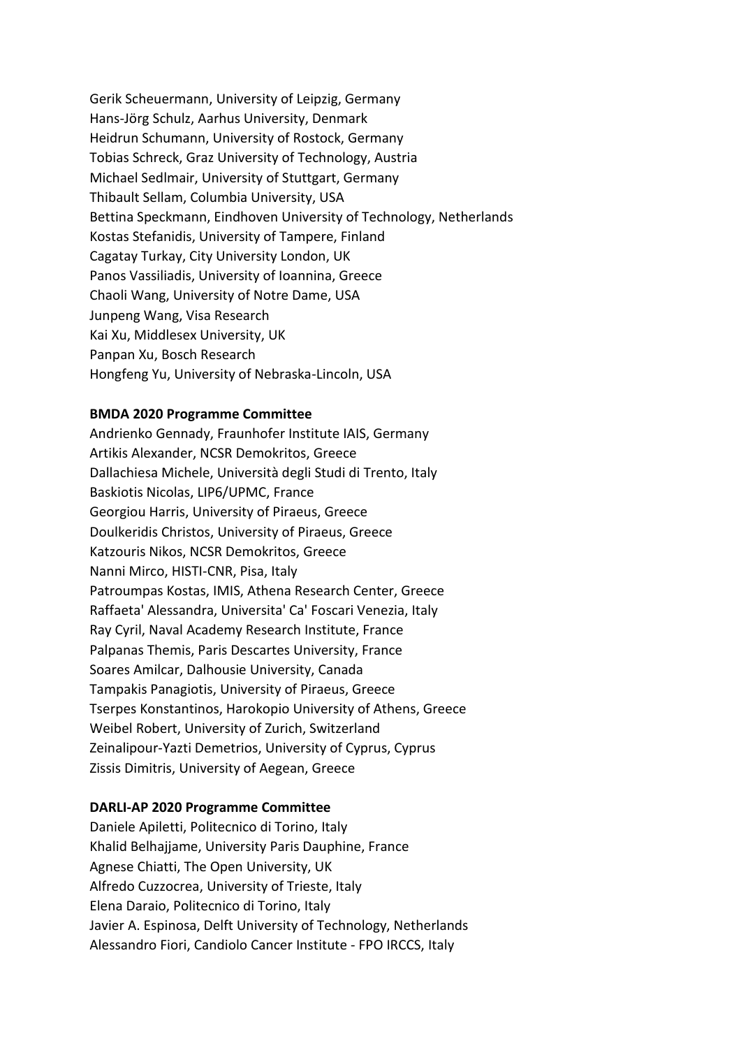Gerik Scheuermann, University of Leipzig, Germany
Hans-Jörg Schulz, Aarhus University, Denmark
Heidrun Schumann, University of Rostock, Germany
Tobias Schreck, Graz University of Technology, Austria
Michael Sedlmair, University of Stuttgart, Germany
Thibault Sellam, Columbia University, USA
Bettina Speckmann, Eindhoven University of Technology, Netherlands
Kostas Stefanidis, University of Tampere, Finland
Cagatay Turkay, City University London, UK
Panos Vassiliadis, University of Ioannina, Greece
Chaoli Wang, University of Notre Dame, USA
Junpeng Wang, Visa Research
Kai Xu, Middlesex University, UK
Panpan Xu, Bosch Research
Hongfeng Yu, University of Nebraska-Lincoln, USA

**BMDA 2020 Programme Committee**

Andrienko Gennady, Fraunhofer Institute IAIS, Germany
Artikis Alexander, NCSR Demokritos, Greece
Dallachiesa Michele, Università degli Studi di Trento, Italy
Baskiotis Nicolas, LIP6/UPMC, France
Georgiou Harris, University of Piraeus, Greece
Doulkeridis Christos, University of Piraeus, Greece
Katzouris Nikos, NCSR Demokritos, Greece
Nanni Mirco, HISTI-CNR, Pisa, Italy
Patroumpas Kostas, IMIS, Athena Research Center, Greece
Raffaeta' Alessandra, Universita' Ca' Foscari Venezia, Italy
Ray Cyril, Naval Academy Research Institute, France
Palpanas Themis, Paris Descartes University, France
Soares Amilcar, Dalhousie University, Canada
Tampakis Panagiotis, University of Piraeus, Greece
Tserpes Konstantinos, Harokopio University of Athens, Greece
Weibel Robert, University of Zurich, Switzerland
Zeinalipour-Yazti Demetrios, University of Cyprus, Cyprus
Zissis Dimitris, University of Aegean, Greece

**DARLI-AP 2020 Programme Committee**

Daniele Apiletti, Politecnico di Torino, Italy
Khalid Belhajjame, University Paris Dauphine, France
Agnese Chiatti, The Open University, UK
Alfredo Cuzzocrea, University of Trieste, Italy
Elena Daraio, Politecnico di Torino, Italy
Javier A. Espinosa, Delft University of Technology, Netherlands
Alessandro Fiori, Candiolo Cancer Institute - FPO IRCCS, Italy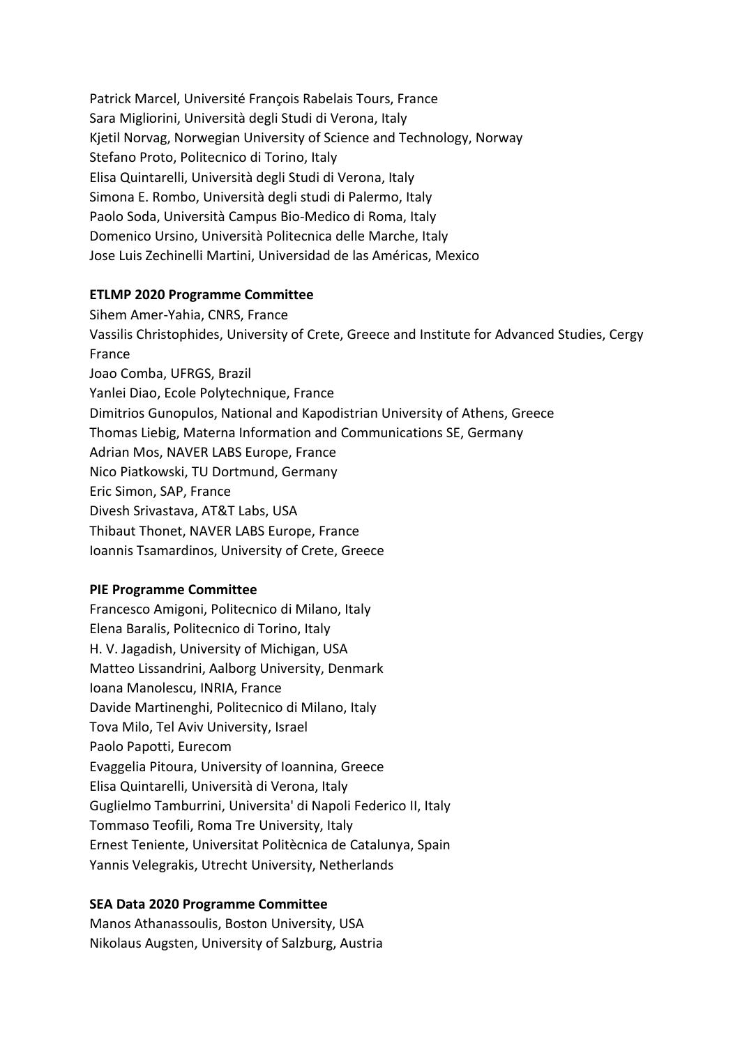Patrick Marcel, Université François Rabelais Tours, France
Sara Migliorini, Università degli Studi di Verona, Italy
Kjetil Norvag, Norwegian University of Science and Technology, Norway
Stefano Proto, Politecnico di Torino, Italy
Elisa Quintarelli, Università degli Studi di Verona, Italy
Simona E. Rombo, Università degli studi di Palermo, Italy
Paolo Soda, Università Campus Bio-Medico di Roma, Italy
Domenico Ursino, Università Politecnica delle Marche, Italy
Jose Luis Zechinelli Martini, Universidad de las Américas, Mexico

**ETLMP 2020 Programme Committee**

Sihem Amer-Yahia, CNRS, France
Vassilis Christophides, University of Crete, Greece and Institute for Advanced Studies, Cergy France
Joao Comba, UFRGS, Brazil
Yanlei Diao, Ecole Polytechnique, France
Dimitrios Gunopulos, National and Kapodistrian University of Athens, Greece
Thomas Liebig, Materna Information and Communications SE, Germany
Adrian Mos, NAVER LABS Europe, France
Nico Piatkowski, TU Dortmund, Germany
Eric Simon, SAP, France
Divesh Srivastava, AT&T Labs, USA
Thibaut Thonet, NAVER LABS Europe, France
Ioannis Tsamardinos, University of Crete, Greece

**PIE Programme Committee**

Francesco Amigoni, Politecnico di Milano, Italy
Elena Baralis, Politecnico di Torino, Italy
H. V. Jagadish, University of Michigan, USA
Matteo Lissandrini, Aalborg University, Denmark
Ioana Manolescu, INRIA, France
Davide Martinenghi, Politecnico di Milano, Italy
Tova Milo, Tel Aviv University, Israel
Paolo Papotti, Eurecom
Evaggelia Pitoura, University of Ioannina, Greece
Elisa Quintarelli, Università di Verona, Italy
Guglielmo Tamburrini, Universita' di Napoli Federico II, Italy
Tommaso Teofili, Roma Tre University, Italy
Ernest Teniente, Universitat Politècnica de Catalunya, Spain
Yannis Velegrakis, Utrecht University, Netherlands

**SEA Data 2020 Programme Committee**

Manos Athanassoulis, Boston University, USA
Nikolaus Augsten, University of Salzburg, Austria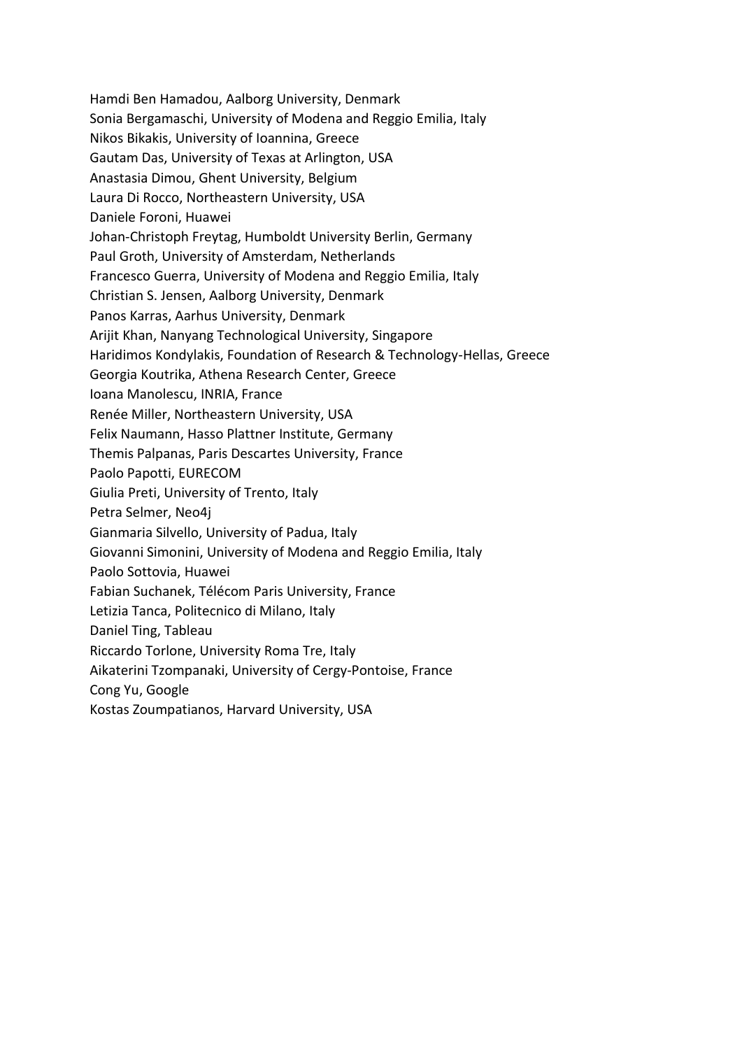Hamdi Ben Hamadou, Aalborg University, Denmark  
Sonia Bergamaschi, University of Modena and Reggio Emilia, Italy  
Nikos Bikakis, University of Ioannina, Greece  
Gautam Das, University of Texas at Arlington, USA  
Anastasia Dimou, Ghent University, Belgium  
Laura Di Rocco, Northeastern University, USA  
Daniele Foroni, Huawei  
Johan-Christoph Freytag, Humboldt University Berlin, Germany  
Paul Groth, University of Amsterdam, Netherlands  
Francesco Guerra, University of Modena and Reggio Emilia, Italy  
Christian S. Jensen, Aalborg University, Denmark  
Panos Karras, Aarhus University, Denmark  
Arijit Khan, Nanyang Technological University, Singapore  
Haridimos Kondylakis, Foundation of Research & Technology-Hellas, Greece  
Georgia Koutrika, Athena Research Center, Greece  
Ioana Manolescu, INRIA, France  
Renée Miller, Northeastern University, USA  
Felix Naumann, Hasso Plattner Institute, Germany  
Themis Palpanas, Paris Descartes University, France  
Paolo Papotti, EURECOM  
Giulia Preti, University of Trento, Italy  
Petra Selmer, Neo4j  
Gianmaria Silvello, University of Padua, Italy  
Giovanni Simonini, University of Modena and Reggio Emilia, Italy  
Paolo Sottovia, Huawei  
Fabian Suchanek, Télécom Paris University, France  
Letizia Tanca, Politecnico di Milano, Italy  
Daniel Ting, Tableau  
Riccardo Torlone, University Roma Tre, Italy  
Aikaterini Tzompanaki, University of Cergy-Pontoise, France  
Cong Yu, Google  
Kostas Zoumpatianos, Harvard University, USA